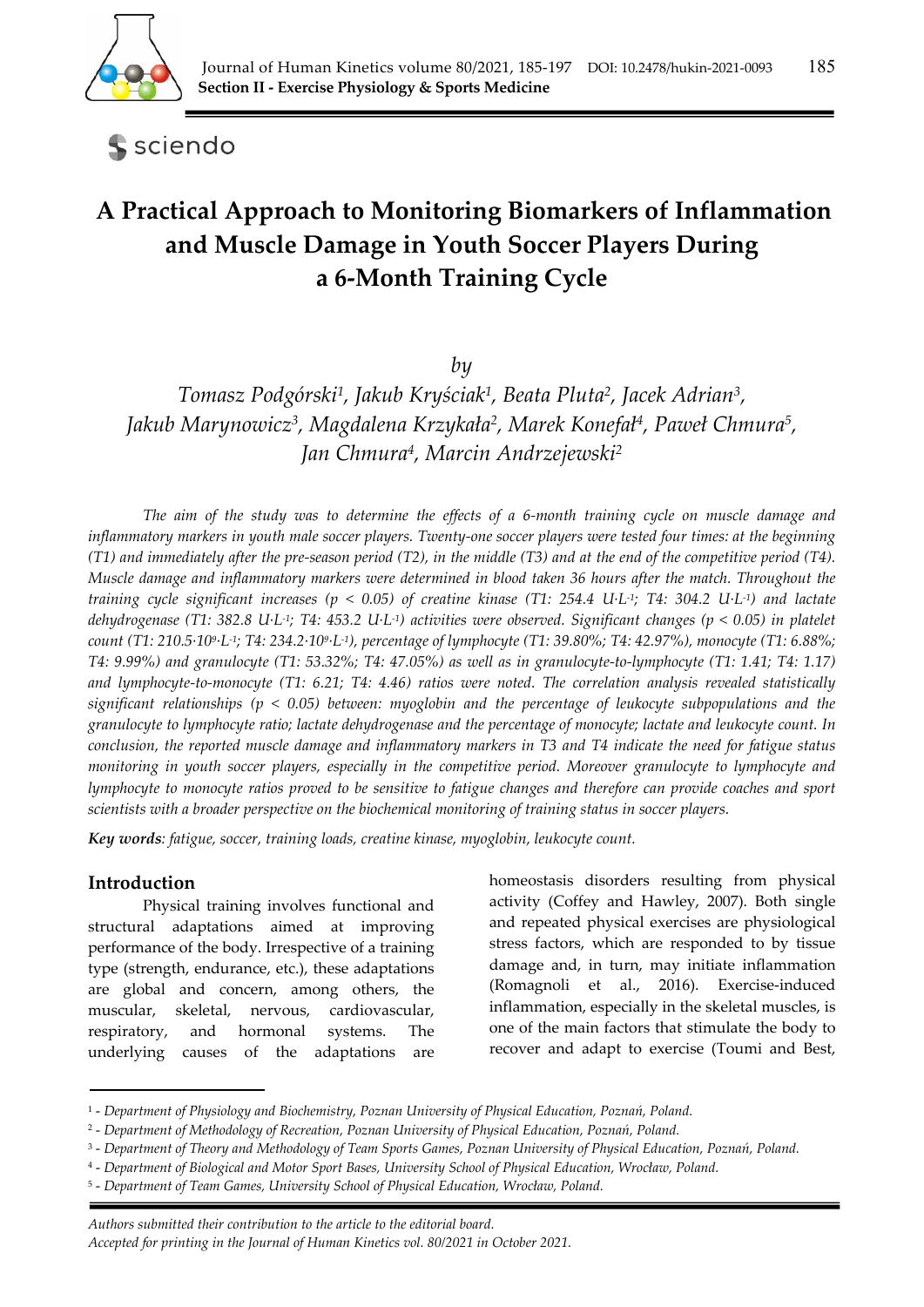# A Practical Approach to Monitoring Biomarkers of Inflammation and Muscle Damage in Youth Soccer Players During a 6-Month Training Cycle

*by*

*Tomasz Podgórski[1], Jakub Kryściak[1], Beata Pluta[2], Jacek Adrian[3], Jakub Marynowicz[3], Magdalena Krzykała[2], Marek Konefał[4], Paweł Chmura[5], Jan Chmura[4], Marcin Andrzejewski[2]*

*The aim of the study was to determine the effects of a 6-month training cycle on muscle damage and inflammatory markers in youth male soccer players. Twenty-one soccer players were tested four times: at the beginning (T1) and immediately after the pre-season period (T2), in the middle (T3) and at the end of the competitive period (T4). Muscle damage and inflammatory markers were determined in blood taken 36 hours after the match. Throughout the training cycle significant increases ($p < 0.05$) of creatine kinase (T1: 254.4 $U \cdot L^{-1}$; T4: 304.2 $U \cdot L^{-1}$) and lactate dehydrogenase (T1: 382.8 $U \cdot L^{-1}$; T4: 453.2 $U \cdot L^{-1}$) activities were observed. Significant changes ($p < 0.05$) in platelet count (T1: 210.5$\cdot 10^9 \cdot L^{-1}$; T4: 234.2$\cdot 10^9 \cdot L^{-1}$), percentage of lymphocyte (T1: 39.80%; T4: 42.97%), monocyte (T1: 6.88%; T4: 9.99%) and granulocyte (T1: 53.32%; T4: 47.05%) as well as in granulocyte-to-lymphocyte (T1: 1.41; T4: 1.17) and lymphocyte-to-monocyte (T1: 6.21; T4: 4.46) ratios were noted. The correlation analysis revealed statistically significant relationships ($p < 0.05$) between: myoglobin and the percentage of leukocyte subpopulations and the granulocyte to lymphocyte ratio; lactate dehydrogenase and the percentage of monocyte; lactate and leukocyte count. In conclusion, the reported muscle damage and inflammatory markers in T3 and T4 indicate the need for fatigue status monitoring in youth soccer players, especially in the competitive period. Moreover granulocyte to lymphocyte and lymphocyte to monocyte ratios proved to be sensitive to fatigue changes and therefore can provide coaches and sport scientists with a broader perspective on the biochemical monitoring of training status in soccer players.*

***Key words**: fatigue, soccer, training loads, creatine kinase, myoglobin, leukocyte count.*

## Introduction

Physical training involves functional and structural adaptations aimed at improving performance of the body. Irrespective of a training type (strength, endurance, etc.), these adaptations are global and concern, among others, the muscular, skeletal, nervous, cardiovascular, respiratory, and hormonal systems. The underlying causes of the adaptations are homeostasis disorders resulting from physical activity (Coffey and Hawley, 2007). Both single and repeated physical exercises are physiological stress factors, which are responded to by tissue damage and, in turn, may initiate inflammation (Romagnoli et al., 2016). Exercise-induced inflammation, especially in the skeletal muscles, is one of the main factors that stimulate the body to recover and adapt to exercise (Toumi and Best,

[1] - *Department of Physiology and Biochemistry, Poznan University of Physical Education, Poznań, Poland.*
[2] - *Department of Methodology of Recreation, Poznan University of Physical Education, Poznań, Poland.*
[3] - *Department of Theory and Methodology of Team Sports Games, Poznan University of Physical Education, Poznań, Poland.*
[4] - *Department of Biological and Motor Sport Bases, University School of Physical Education, Wrocław, Poland.*
[5] - *Department of Team Games, University School of Physical Education, Wrocław, Poland.*

*Authors submitted their contribution to the article to the editorial board.*
*Accepted for printing in the Journal of Human Kinetics vol. 80/2021 in October 2021.*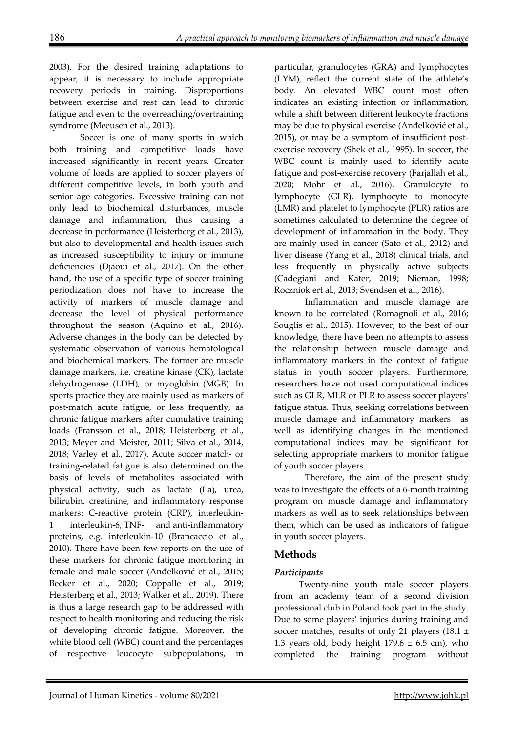2003). For the desired training adaptations to appear, it is necessary to include appropriate recovery periods in training. Disproportions between exercise and rest can lead to chronic fatigue and even to the overreaching/overtraining syndrome (Meeusen et al., 2013).

Soccer is one of many sports in which both training and competitive loads have increased significantly in recent years. Greater volume of loads are applied to soccer players of different competitive levels, in both youth and senior age categories. Excessive training can not only lead to biochemical disturbances, muscle damage and inflammation, thus causing a decrease in performance (Heisterberg et al., 2013), but also to developmental and health issues such as increased susceptibility to injury or immune deficiencies (Djaoui et al., 2017). On the other hand, the use of a specific type of soccer training periodization does not have to increase the activity of markers of muscle damage and decrease the level of physical performance throughout the season (Aquino et al., 2016). Adverse changes in the body can be detected by systematic observation of various hematological and biochemical markers. The former are muscle damage markers, i.e. creatine kinase (CK), lactate dehydrogenase (LDH), or myoglobin (MGB). In sports practice they are mainly used as markers of post-match acute fatigue, or less frequently, as chronic fatigue markers after cumulative training loads (Fransson et al., 2018; Heisterberg et al., 2013; Meyer and Meister, 2011; Silva et al., 2014, 2018; Varley et al., 2017). Acute soccer match- or training-related fatigue is also determined on the basis of levels of metabolites associated with physical activity, such as lactate (La), urea, bilirubin, creatinine, and inflammatory response markers: C-reactive protein (CRP), interleukin-1 interleukin-6, TNF- and anti-inflammatory proteins, e.g. interleukin-10 (Brancaccio et al., 2010). There have been few reports on the use of these markers for chronic fatigue monitoring in female and male soccer (Anđelković et al., 2015; Becker et al., 2020; Coppalle et al., 2019; Heisterberg et al., 2013; Walker et al., 2019). There is thus a large research gap to be addressed with respect to health monitoring and reducing the risk of developing chronic fatigue. Moreover, the white blood cell (WBC) count and the percentages of respective leucocyte subpopulations, in particular, granulocytes (GRA) and lymphocytes (LYM), reflect the current state of the athlete's body. An elevated WBC count most often indicates an existing infection or inflammation, while a shift between different leukocyte fractions may be due to physical exercise (Anđelković et al., 2015), or may be a symptom of insufficient post-exercise recovery (Shek et al., 1995). In soccer, the WBC count is mainly used to identify acute fatigue and post-exercise recovery (Farjallah et al., 2020; Mohr et al., 2016). Granulocyte to lymphocyte (GLR), lymphocyte to monocyte (LMR) and platelet to lymphocyte (PLR) ratios are sometimes calculated to determine the degree of development of inflammation in the body. They are mainly used in cancer (Sato et al., 2012) and liver disease (Yang et al., 2018) clinical trials, and less frequently in physically active subjects (Cadegiani and Kater, 2019; Nieman, 1998; Roczniok ert al., 2013; Svendsen et al., 2016).

Inflammation and muscle damage are known to be correlated (Romagnoli et al., 2016; Souglis et al., 2015). However, to the best of our knowledge, there have been no attempts to assess the relationship between muscle damage and inflammatory markers in the context of fatigue status in youth soccer players. Furthermore, researchers have not used computational indices such as GLR, MLR or PLR to assess soccer players' fatigue status. Thus, seeking correlations between muscle damage and inflammatory markers as well as identifying changes in the mentioned computational indices may be significant for selecting appropriate markers to monitor fatigue of youth soccer players.

Therefore, the aim of the present study was to investigate the effects of a 6-month training program on muscle damage and inflammatory markers as well as to seek relationships between them, which can be used as indicators of fatigue in youth soccer players.

## Methods

### *Participants*

Twenty-nine youth male soccer players from an academy team of a second division professional club in Poland took part in the study. Due to some players' injuries during training and soccer matches, results of only 21 players (18.1 ± 1.3 years old, body height 179.6 ± 6.5 cm), who completed the training program without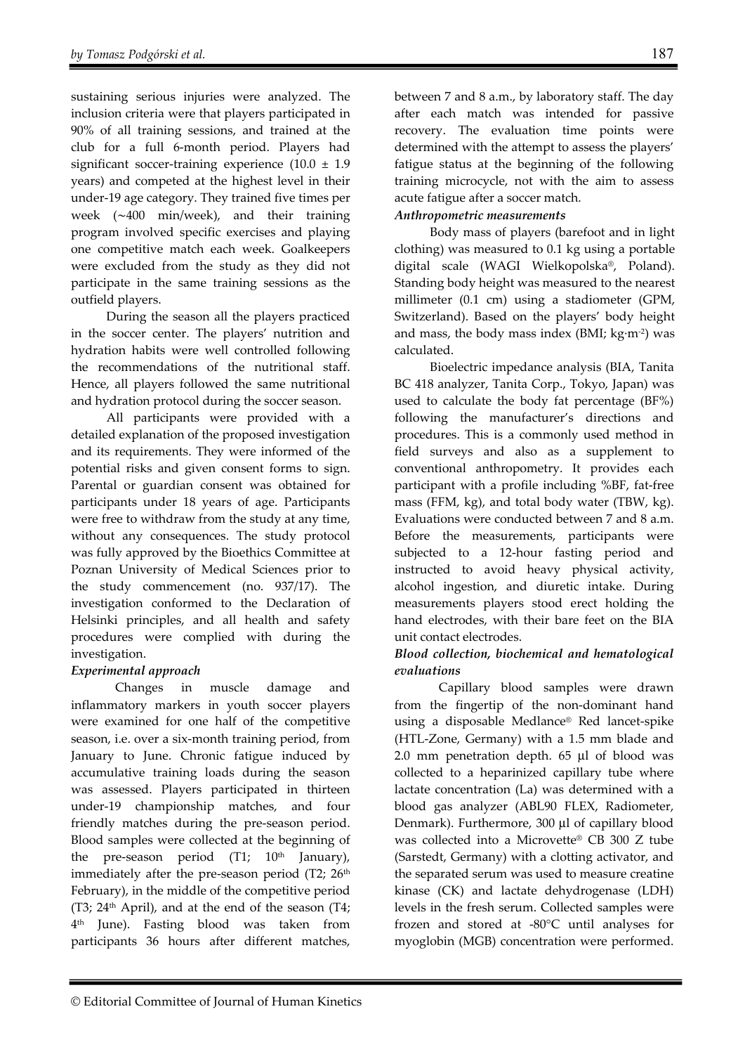sustaining serious injuries were analyzed. The inclusion criteria were that players participated in 90% of all training sessions, and trained at the club for a full 6-month period. Players had significant soccer-training experience (10.0 ± 1.9 years) and competed at the highest level in their under-19 age category. They trained five times per week (~400 min/week), and their training program involved specific exercises and playing one competitive match each week. Goalkeepers were excluded from the study as they did not participate in the same training sessions as the outfield players.

During the season all the players practiced in the soccer center. The players' nutrition and hydration habits were well controlled following the recommendations of the nutritional staff. Hence, all players followed the same nutritional and hydration protocol during the soccer season.

All participants were provided with a detailed explanation of the proposed investigation and its requirements. They were informed of the potential risks and given consent forms to sign. Parental or guardian consent was obtained for participants under 18 years of age. Participants were free to withdraw from the study at any time, without any consequences. The study protocol was fully approved by the Bioethics Committee at Poznan University of Medical Sciences prior to the study commencement (no. 937/17). The investigation conformed to the Declaration of Helsinki principles, and all health and safety procedures were complied with during the investigation.

***Experimental approach***

Changes in muscle damage and inflammatory markers in youth soccer players were examined for one half of the competitive season, i.e. over a six-month training period, from January to June. Chronic fatigue induced by accumulative training loads during the season was assessed. Players participated in thirteen under-19 championship matches, and four friendly matches during the pre-season period. Blood samples were collected at the beginning of the pre-season period (T1; 10th January), immediately after the pre-season period (T2; 26th February), in the middle of the competitive period (T3; 24th April), and at the end of the season (T4; 4th June). Fasting blood was taken from participants 36 hours after different matches, between 7 and 8 a.m., by laboratory staff. The day after each match was intended for passive recovery. The evaluation time points were determined with the attempt to assess the players' fatigue status at the beginning of the following training microcycle, not with the aim to assess acute fatigue after a soccer match.

***Anthropometric measurements***

Body mass of players (barefoot and in light clothing) was measured to 0.1 kg using a portable digital scale (WAGI Wielkopolska®, Poland). Standing body height was measured to the nearest millimeter (0.1 cm) using a stadiometer (GPM, Switzerland). Based on the players' body height and mass, the body mass index (BMI; $kg \cdot m^{-2}$) was calculated.

Bioelectric impedance analysis (BIA, Tanita BC 418 analyzer, Tanita Corp., Tokyo, Japan) was used to calculate the body fat percentage (BF%) following the manufacturer's directions and procedures. This is a commonly used method in field surveys and also as a supplement to conventional anthropometry. It provides each participant with a profile including %BF, fat-free mass (FFM, kg), and total body water (TBW, kg). Evaluations were conducted between 7 and 8 a.m. Before the measurements, participants were subjected to a 12-hour fasting period and instructed to avoid heavy physical activity, alcohol ingestion, and diuretic intake. During measurements players stood erect holding the hand electrodes, with their bare feet on the BIA unit contact electrodes.

***Blood collection, biochemical and hematological evaluations***

Capillary blood samples were drawn from the fingertip of the non-dominant hand using a disposable Medlance® Red lancet-spike (HTL-Zone, Germany) with a 1.5 mm blade and 2.0 mm penetration depth. 65 µl of blood was collected to a heparinized capillary tube where lactate concentration (La) was determined with a blood gas analyzer (ABL90 FLEX, Radiometer, Denmark). Furthermore, 300 µl of capillary blood was collected into a Microvette® CB 300 Z tube (Sarstedt, Germany) with a clotting activator, and the separated serum was used to measure creatine kinase (CK) and lactate dehydrogenase (LDH) levels in the fresh serum. Collected samples were frozen and stored at -80°C until analyses for myoglobin (MGB) concentration were performed.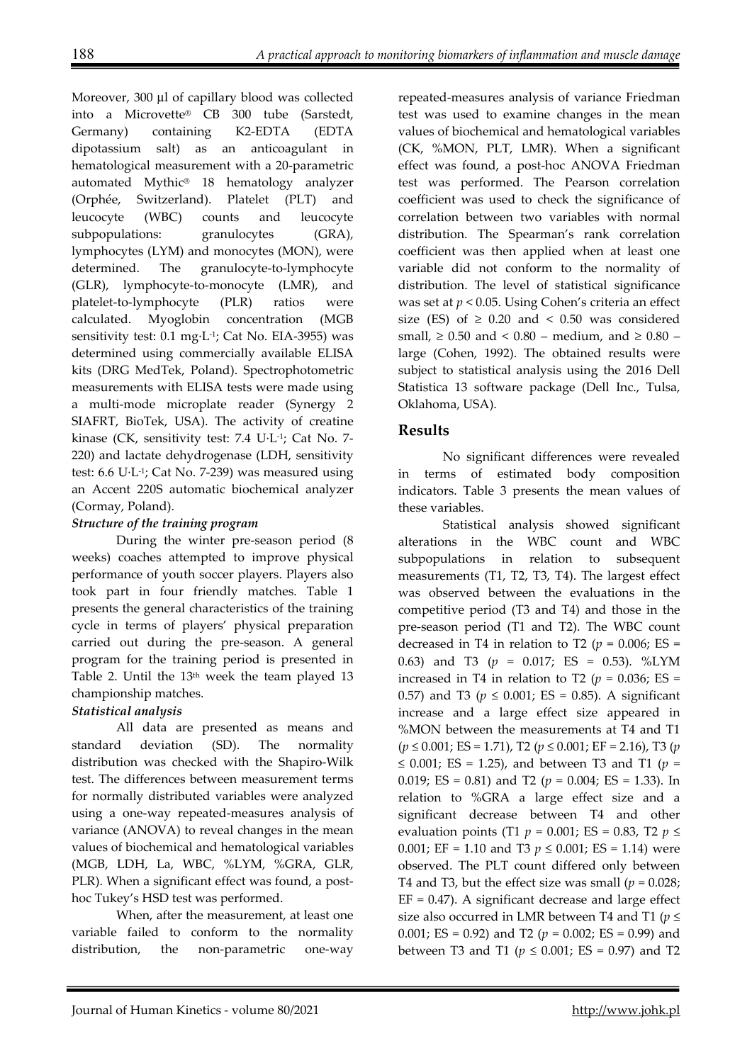Moreover, 300 µl of capillary blood was collected into a Microvette® CB 300 tube (Sarstedt, Germany) containing K2-EDTA (EDTA dipotassium salt) as an anticoagulant in hematological measurement with a 20-parametric automated Mythic® 18 hematology analyzer (Orphée, Switzerland). Platelet (PLT) and leucocyte (WBC) counts and leucocyte subpopulations: granulocytes (GRA), lymphocytes (LYM) and monocytes (MON), were determined. The granulocyte-to-lymphocyte (GLR), lymphocyte-to-monocyte (LMR), and platelet-to-lymphocyte (PLR) ratios were calculated. Myoglobin concentration (MGB sensitivity test: 0.1 $mg \cdot L^{-1}$; Cat No. EIA-3955) was determined using commercially available ELISA kits (DRG MedTek, Poland). Spectrophotometric measurements with ELISA tests were made using a multi-mode microplate reader (Synergy 2 SIAFRT, BioTek, USA). The activity of creatine kinase (CK, sensitivity test: 7.4 $U \cdot L^{-1}$; Cat No. 7-220) and lactate dehydrogenase (LDH, sensitivity test: 6.6 $U \cdot L^{-1}$; Cat No. 7-239) was measured using an Accent 220S automatic biochemical analyzer (Cormay, Poland).

***Structure of the training program***

During the winter pre-season period (8 weeks) coaches attempted to improve physical performance of youth soccer players. Players also took part in four friendly matches. Table 1 presents the general characteristics of the training cycle in terms of players' physical preparation carried out during the pre-season. A general program for the training period is presented in Table 2. Until the 13th week the team played 13 championship matches.

***Statistical analysis***

All data are presented as means and standard deviation (SD). The normality distribution was checked with the Shapiro-Wilk test. The differences between measurement terms for normally distributed variables were analyzed using a one-way repeated-measures analysis of variance (ANOVA) to reveal changes in the mean values of biochemical and hematological variables (MGB, LDH, La, WBC, %LYM, %GRA, GLR, PLR). When a significant effect was found, a post-hoc Tukey's HSD test was performed.

When, after the measurement, at least one variable failed to conform to the normality distribution, the non-parametric one-way repeated-measures analysis of variance Friedman test was used to examine changes in the mean values of biochemical and hematological variables (CK, %MON, PLT, LMR). When a significant effect was found, a post-hoc ANOVA Friedman test was performed. The Pearson correlation coefficient was used to check the significance of correlation between two variables with normal distribution. The Spearman's rank correlation coefficient was then applied when at least one variable did not conform to the normality of distribution. The level of statistical significance was set at $p < 0.05$. Using Cohen's criteria an effect size (ES) of $\geq 0.20$ and $< 0.50$ was considered small, $\geq 0.50$ and $< 0.80$ – medium, and $\geq 0.80$ – large (Cohen, 1992). The obtained results were subject to statistical analysis using the 2016 Dell Statistica 13 software package (Dell Inc., Tulsa, Oklahoma, USA).

## Results

No significant differences were revealed in terms of estimated body composition indicators. Table 3 presents the mean values of these variables.

Statistical analysis showed significant alterations in the WBC count and WBC subpopulations in relation to subsequent measurements (T1, T2, T3, T4). The largest effect was observed between the evaluations in the competitive period (T3 and T4) and those in the pre-season period (T1 and T2). The WBC count decreased in T4 in relation to T2 ($p = 0.006$; ES = 0.63) and T3 ($p = 0.017$; ES = 0.53). %LYM increased in T4 in relation to T2 ($p = 0.036$; ES = 0.57) and T3 ($p \leq 0.001$; ES = 0.85). A significant increase and a large effect size appeared in %MON between the measurements at T4 and T1 ($p \leq 0.001$; ES = 1.71), T2 ($p \leq 0.001$; EF = 2.16), T3 ($p \leq 0.001$; ES = 1.25), and between T3 and T1 ($p = 0.019$; ES = 0.81) and T2 ($p = 0.004$; ES = 1.33). In relation to %GRA a large effect size and a significant decrease between T4 and other evaluation points (T1 $p = 0.001$; ES = 0.83, T2 $p \leq 0.001$; EF = 1.10 and T3 $p \leq 0.001$; ES = 1.14) were observed. The PLT count differed only between T4 and T3, but the effect size was small ($p = 0.028$; EF = 0.47). A significant decrease and large effect size also occurred in LMR between T4 and T1 ($p \leq 0.001$; ES = 0.92) and T2 ($p = 0.002$; ES = 0.99) and between T3 and T1 ($p \leq 0.001$; ES = 0.97) and T2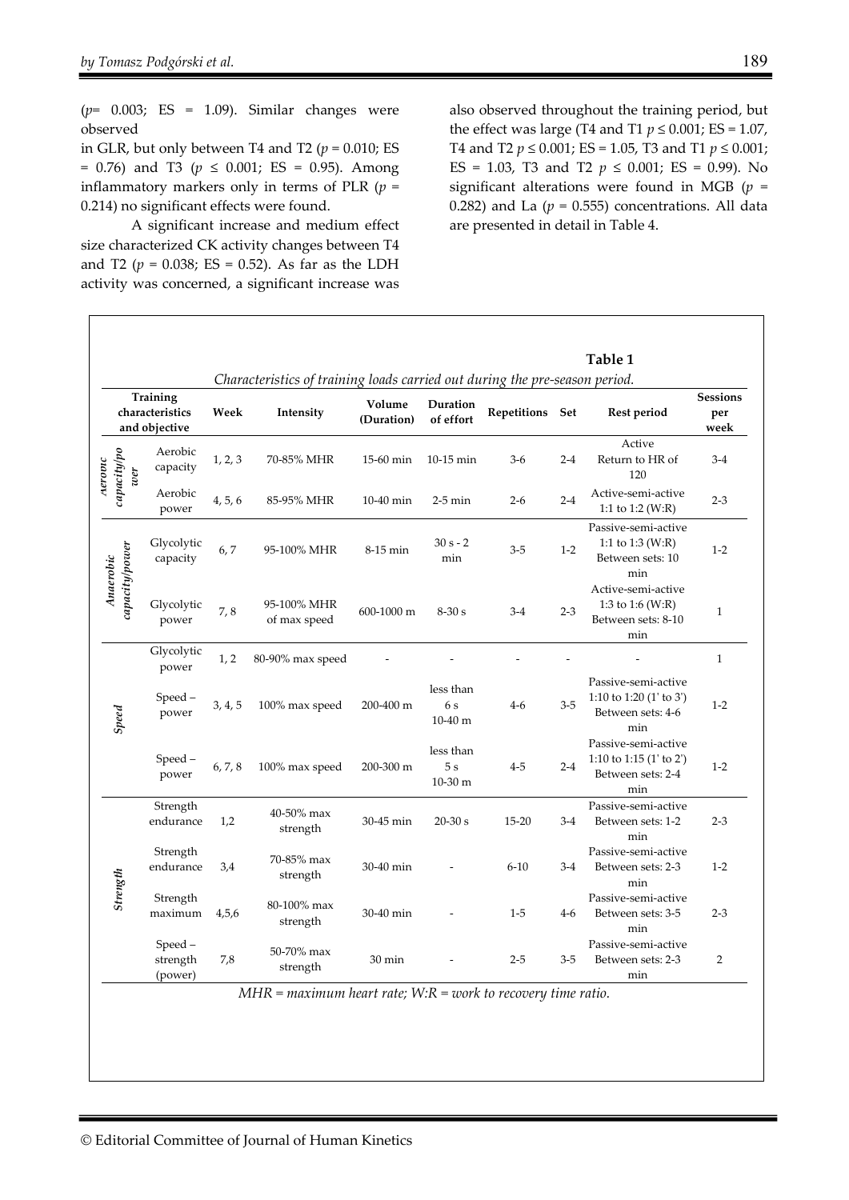($p = 0.003$; ES = 1.09). Similar changes were observed in GLR, but only between T4 and T2 ($p = 0.010$; ES = 0.76) and T3 ($p \leq 0.001$; ES = 0.95). Among inflammatory markers only in terms of PLR ($p = 0.214$) no significant effects were found.

A significant increase and medium effect size characterized CK activity changes between T4 and T2 ($p = 0.038$; ES = 0.52). As far as the LDH activity was concerned, a significant increase was also observed throughout the training period, but the effect was large (T4 and T1 $p \leq 0.001$; ES = 1.07, T4 and T2 $p \leq 0.001$; ES = 1.05, T3 and T1 $p \leq 0.001$; ES = 1.03, T3 and T2 $p \leq 0.001$; ES = 0.99). No significant alterations were found in MGB ($p = 0.282$) and La ($p = 0.555$) concentrations. All data are presented in detail in Table 4.

**Table 1**

*Characteristics of training loads carried out during the pre-season period.*

| Training characteristics and objective | | Week | Intensity | Volume (Duration) | Duration of effort | Repetitions | Set | Rest period | Sessions per week |
|---|---|---|---|---|---|---|---|---|---|
| *Aerobic capacity/power* | Aerobic capacity | 1, 2, 3 | 70-85% MHR | 15-60 min | 10-15 min | 3-6 | 2-4 | Active Return to HR of 120 | 3-4 |
| | Aerobic power | 4, 5, 6 | 85-95% MHR | 10-40 min | 2-5 min | 2-6 | 2-4 | Active-semi-active 1:1 to 1:2 (W:R) | 2-3 |
| *Anaerobic capacity/power* | Glycolytic capacity | 6, 7 | 95-100% MHR | 8-15 min | 30 s - 2 min | 3-5 | 1-2 | Passive-semi-active 1:1 to 1:3 (W:R) Between sets: 10 min | 1-2 |
| | Glycolytic power | 7, 8 | 95-100% MHR of max speed | 600-1000 m | 8-30 s | 3-4 | 2-3 | Active-semi-active 1:3 to 1:6 (W:R) Between sets: 8-10 min | 1 |
| *Speed* | Glycolytic power | 1, 2 | 80-90% max speed | - | - | - | - | - | 1 |
| | Speed – power | 3, 4, 5 | 100% max speed | 200-400 m | less than 6 s 10-40 m | 4-6 | 3-5 | Passive-semi-active 1:10 to 1:20 (1' to 3') Between sets: 4-6 min | 1-2 |
| | Speed – power | 6, 7, 8 | 100% max speed | 200-300 m | less than 5 s 10-30 m | 4-5 | 2-4 | Passive-semi-active 1:10 to 1:15 (1' to 2') Between sets: 2-4 min | 1-2 |
| *Strength* | Strength endurance | 1,2 | 40-50% max strength | 30-45 min | 20-30 s | 15-20 | 3-4 | Passive-semi-active Between sets: 1-2 min | 2-3 |
| | Strength endurance | 3,4 | 70-85% max strength | 30-40 min | - | 6-10 | 3-4 | Passive-semi-active Between sets: 2-3 min | 1-2 |
| | Strength maximum | 4,5,6 | 80-100% max strength | 30-40 min | - | 1-5 | 4-6 | Passive-semi-active Between sets: 3-5 min | 2-3 |
| | Speed – strength (power) | 7,8 | 50-70% max strength | 30 min | - | 2-5 | 3-5 | Passive-semi-active Between sets: 2-3 min | 2 |

*MHR = maximum heart rate; W:R = work to recovery time ratio.*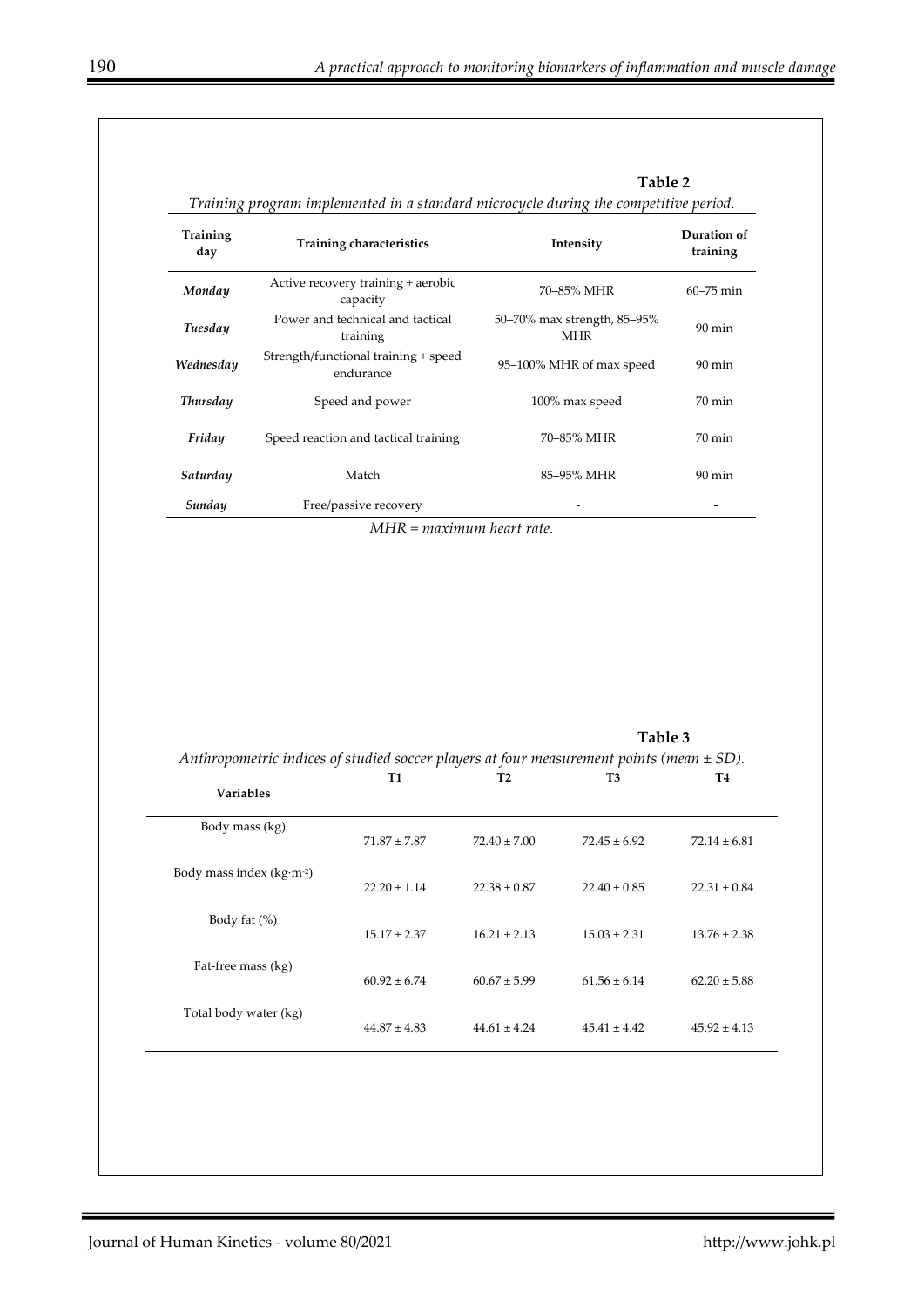**Table 2**

*Training program implemented in a standard microcycle during the competitive period.*

| Training day | Training characteristics | Intensity | Duration of training |
|---|---|---|---|
| ***Monday*** | Active recovery training + aerobic capacity | 70–85% MHR | 60–75 min |
| ***Tuesday*** | Power and technical and tactical training | 50–70% max strength, 85–95% MHR | 90 min |
| ***Wednesday*** | Strength/functional training + speed endurance | 95–100% MHR of max speed | 90 min |
| ***Thursday*** | Speed and power | 100% max speed | 70 min |
| ***Friday*** | Speed reaction and tactical training | 70–85% MHR | 70 min |
| ***Saturday*** | Match | 85–95% MHR | 90 min |
| ***Sunday*** | Free/passive recovery | - | - |

*MHR = maximum heart rate.*

**Table 3**

*Anthropometric indices of studied soccer players at four measurement points (mean ± SD).*

| Variables | T1 | T2 | T3 | T4 |
|---|---|---|---|---|
| Body mass (kg) | 71.87 ± 7.87 | 72.40 ± 7.00 | 72.45 ± 6.92 | 72.14 ± 6.81 |
| Body mass index ($kg \cdot m^{-2}$) | 22.20 ± 1.14 | 22.38 ± 0.87 | 22.40 ± 0.85 | 22.31 ± 0.84 |
| Body fat (%) | 15.17 ± 2.37 | 16.21 ± 2.13 | 15.03 ± 2.31 | 13.76 ± 2.38 |
| Fat-free mass (kg) | 60.92 ± 6.74 | 60.67 ± 5.99 | 61.56 ± 6.14 | 62.20 ± 5.88 |
| Total body water (kg) | 44.87 ± 4.83 | 44.61 ± 4.24 | 45.41 ± 4.42 | 45.92 ± 4.13 |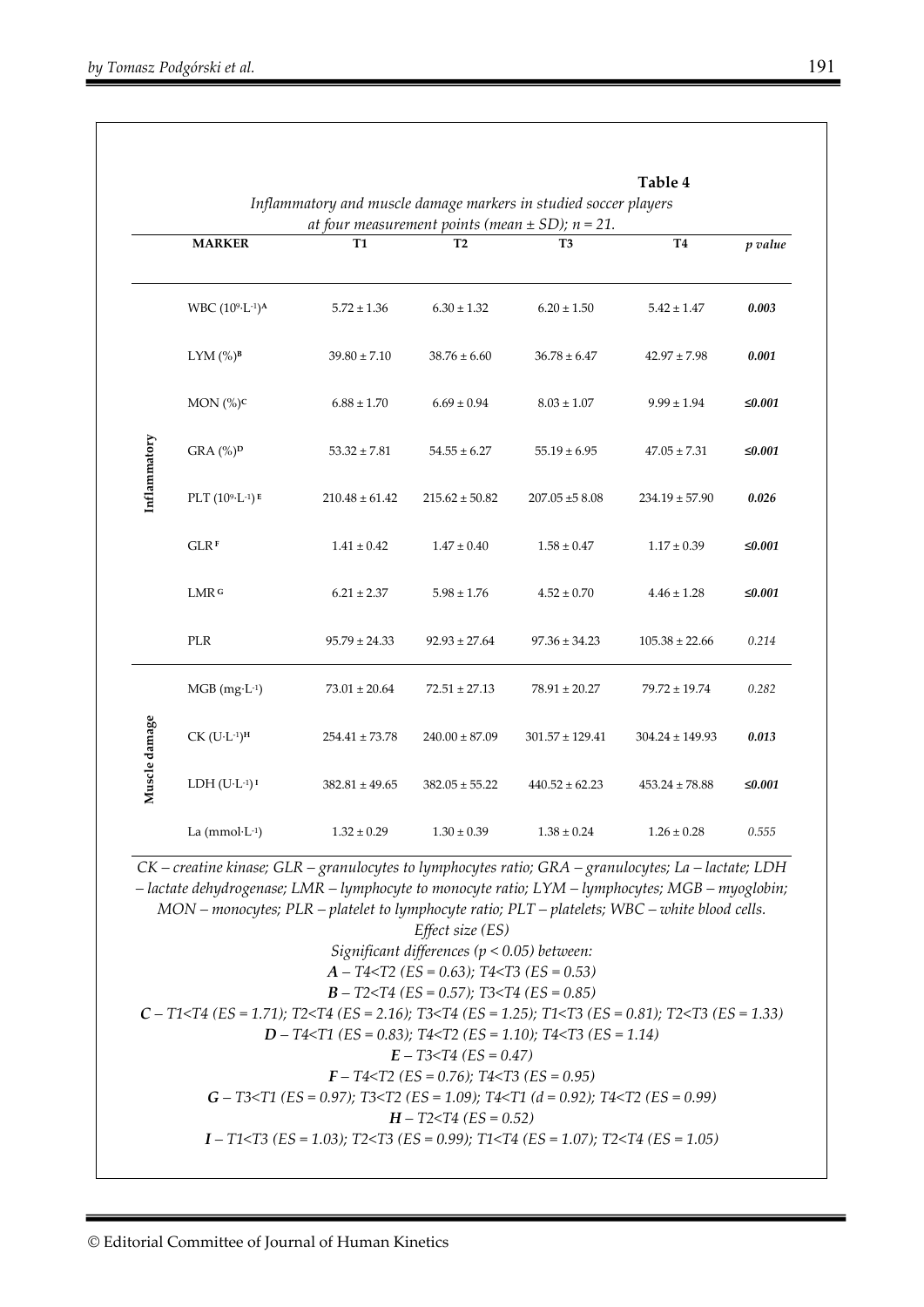**Table 4**

*Inflammatory and muscle damage markers in studied soccer players at four measurement points (mean ± SD); n = 21.*

| | MARKER | T1 | T2 | T3 | T4 | *p value* |
|---|---|---|---|---|---|---|
| Inflammatory | WBC ($10^9 \cdot L^{-1}$)[A] | 5.72 ± 1.36 | 6.30 ± 1.32 | 6.20 ± 1.50 | 5.42 ± 1.47 | ***0.003*** |
| | LYM (%)[B] | 39.80 ± 7.10 | 38.76 ± 6.60 | 36.78 ± 6.47 | 42.97 ± 7.98 | ***0.001*** |
| | MON (%)[C] | 6.88 ± 1.70 | 6.69 ± 0.94 | 8.03 ± 1.07 | 9.99 ± 1.94 | ***≤0.001*** |
| | GRA (%)[D] | 53.32 ± 7.81 | 54.55 ± 6.27 | 55.19 ± 6.95 | 47.05 ± 7.31 | ***≤0.001*** |
| | PLT ($10^9 \cdot L^{-1}$)[E] | 210.48 ± 61.42 | 215.62 ± 50.82 | 207.05 ±5 8.08 | 234.19 ± 57.90 | ***0.026*** |
| | GLR[F] | 1.41 ± 0.42 | 1.47 ± 0.40 | 1.58 ± 0.47 | 1.17 ± 0.39 | ***≤0.001*** |
| | LMR[G] | 6.21 ± 2.37 | 5.98 ± 1.76 | 4.52 ± 0.70 | 4.46 ± 1.28 | ***≤0.001*** |
| | PLR | 95.79 ± 24.33 | 92.93 ± 27.64 | 97.36 ± 34.23 | 105.38 ± 22.66 | *0.214* |
| Muscle damage | MGB ($mg \cdot L^{-1}$) | 73.01 ± 20.64 | 72.51 ± 27.13 | 78.91 ± 20.27 | 79.72 ± 19.74 | *0.282* |
| | CK ($U \cdot L^{-1}$)[H] | 254.41 ± 73.78 | 240.00 ± 87.09 | 301.57 ± 129.41 | 304.24 ± 149.93 | ***0.013*** |
| | LDH ($U \cdot L^{-1}$)[I] | 382.81 ± 49.65 | 382.05 ± 55.22 | 440.52 ± 62.23 | 453.24 ± 78.88 | ***≤0.001*** |
| | La ($mmol \cdot L^{-1}$) | 1.32 ± 0.29 | 1.30 ± 0.39 | 1.38 ± 0.24 | 1.26 ± 0.28 | *0.555* |

*CK – creatine kinase; GLR – granulocytes to lymphocytes ratio; GRA – granulocytes; La – lactate; LDH – lactate dehydrogenase; LMR – lymphocyte to monocyte ratio; LYM – lymphocytes; MGB – myoglobin; MON – monocytes; PLR – platelet to lymphocyte ratio; PLT – platelets; WBC – white blood cells.*

*Effect size (ES)*

*Significant differences ($p < 0.05$) between:*

***A** – T4<T2 (ES = 0.63); T4<T3 (ES = 0.53)*

***B** – T2<T4 (ES = 0.57); T3<T4 (ES = 0.85)*

***C** – T1<T4 (ES = 1.71); T2<T4 (ES = 2.16); T3<T4 (ES = 1.25); T1<T3 (ES = 0.81); T2<T3 (ES = 1.33)*

***D** – T4<T1 (ES = 0.83); T4<T2 (ES = 1.10); T4<T3 (ES = 1.14)*

***E** – T3<T4 (ES = 0.47)*

***F** – T4<T2 (ES = 0.76); T4<T3 (ES = 0.95)*

***G** – T3<T1 (ES = 0.97); T3<T2 (ES = 1.09); T4<T1 (d = 0.92); T4<T2 (ES = 0.99)*

***H** – T2<T4 (ES = 0.52)*

***I** – T1<T3 (ES = 1.03); T2<T3 (ES = 0.99); T1<T4 (ES = 1.07); T2<T4 (ES = 1.05)*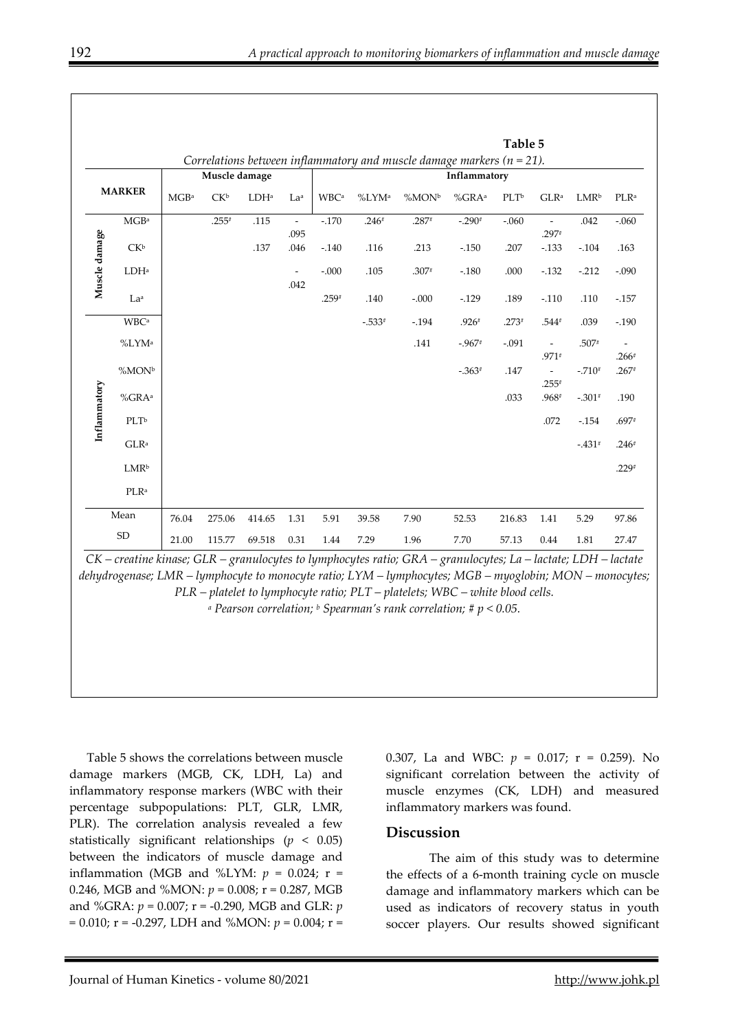**Table 5**

*Correlations between inflammatory and muscle damage markers (n = 21).*

| | MARKER | Muscle damage | | | | Inflammatory | | | | | | | |
|---|---|---|---|---|---|---|---|---|---|---|---|---|---|
| | | MGB[a] | CK[b] | LDH[a] | La[a] | WBC[a] | %LYM[a] | %MON[b] | %GRA[a] | PLT[b] | GLR[a] | LMR[b] | PLR[a] |
| Muscle damage | MGB[a] | | .255# | .115 | -.095 | -.170 | .246# | .287# | -.290# | -.060 | -.297# | .042 | -.060 |
| | CK[b] | | | .137 | .046 | -.140 | .116 | .213 | -.150 | .207 | -.133 | -.104 | .163 |
| | LDH[a] | | | | -.042 | -.000 | .105 | .307# | -.180 | .000 | -.132 | -.212 | -.090 |
| | La[a] | | | | | .259# | .140 | -.000 | -.129 | .189 | -.110 | .110 | -.157 |
| Inflammatory | WBC[a] | | | | | | -.533# | -.194 | .926# | .273# | .544# | .039 | -.190 |
| | %LYM[a] | | | | | | | .141 | -.967# | -.091 | -.971# | .507# | -.266# |
| | %MON[b] | | | | | | | | -.363# | .147 | -.255# | -.710# | .267# |
| | %GRA[a] | | | | | | | | | .033 | .968# | -.301# | .190 |
| | PLT[b] | | | | | | | | | | .072 | -.154 | .697# |
| | GLR[a] | | | | | | | | | | | -.431# | .246# |
| | LMR[b] | | | | | | | | | | | | .229# |
| | PLR[a] | | | | | | | | | | | | |
| Mean | | 76.04 | 275.06 | 414.65 | 1.31 | 5.91 | 39.58 | 7.90 | 52.53 | 216.83 | 1.41 | 5.29 | 97.86 |
| SD | | 21.00 | 115.77 | 69.518 | 0.31 | 1.44 | 7.29 | 1.96 | 7.70 | 57.13 | 0.44 | 1.81 | 27.47 |

*CK – creatine kinase; GLR – granulocytes to lymphocytes ratio; GRA – granulocytes; La – lactate; LDH – lactate dehydrogenase; LMR – lymphocyte to monocyte ratio; LYM – lymphocytes; MGB – myoglobin; MON – monocytes; PLR – platelet to lymphocyte ratio; PLT – platelets; WBC – white blood cells.*

*[a] Pearson correlation; [b] Spearman's rank correlation; # $p < 0.05$.*

Table 5 shows the correlations between muscle damage markers (MGB, CK, LDH, La) and inflammatory response markers (WBC with their percentage subpopulations: PLT, GLR, LMR, PLR). The correlation analysis revealed a few statistically significant relationships ($p < 0.05$) between the indicators of muscle damage and inflammation (MGB and %LYM: $p = 0.024$; $r = 0.246$, MGB and %MON: $p = 0.008$; $r = 0.287$, MGB and %GRA: $p = 0.007$; $r = -0.290$, MGB and GLR: $p = 0.010$; $r = -0.297$, LDH and %MON: $p = 0.004$; $r = 0.307$, La and WBC: $p = 0.017$; $r = 0.259$). No significant correlation between the activity of muscle enzymes (CK, LDH) and measured inflammatory markers was found.

## Discussion

The aim of this study was to determine the effects of a 6-month training cycle on muscle damage and inflammatory markers which can be used as indicators of recovery status in youth soccer players. Our results showed significant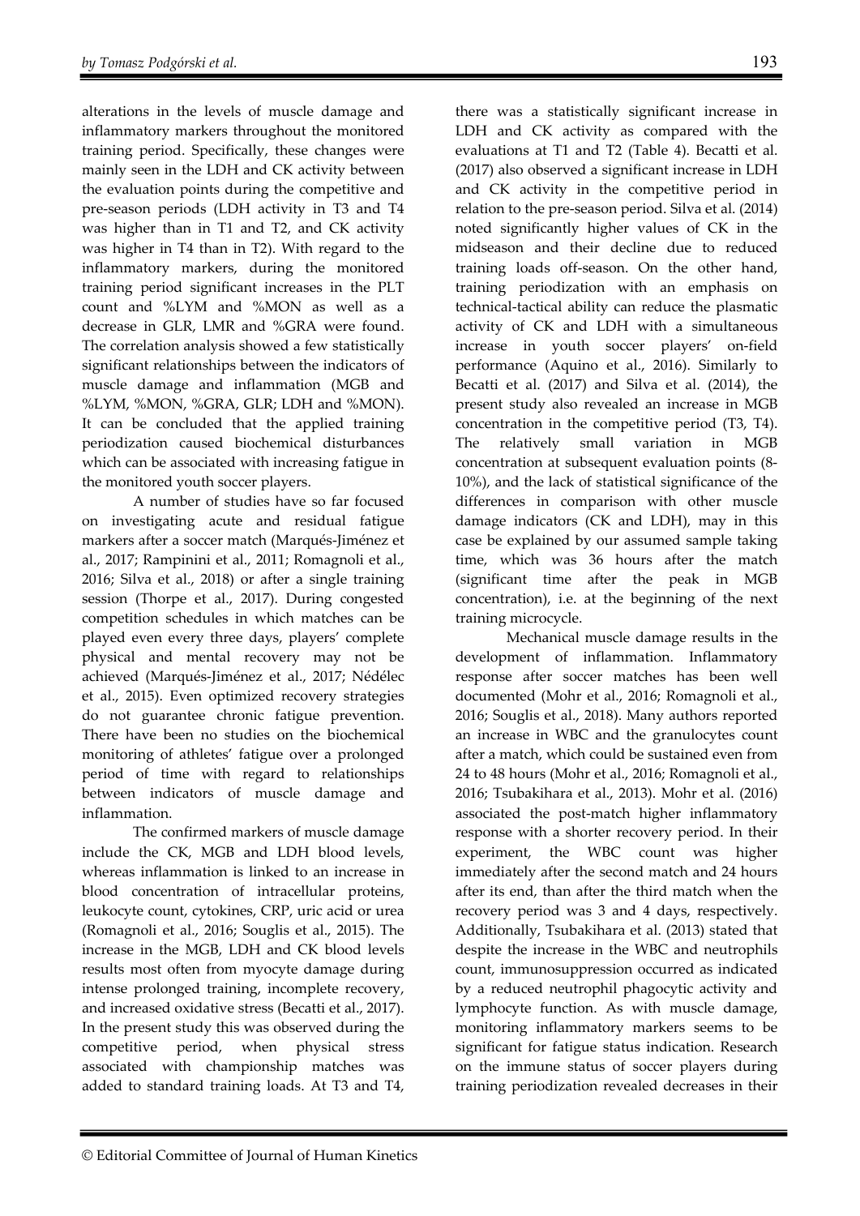alterations in the levels of muscle damage and inflammatory markers throughout the monitored training period. Specifically, these changes were mainly seen in the LDH and CK activity between the evaluation points during the competitive and pre-season periods (LDH activity in T3 and T4 was higher than in T1 and T2, and CK activity was higher in T4 than in T2). With regard to the inflammatory markers, during the monitored training period significant increases in the PLT count and %LYM and %MON as well as a decrease in GLR, LMR and %GRA were found. The correlation analysis showed a few statistically significant relationships between the indicators of muscle damage and inflammation (MGB and %LYM, %MON, %GRA, GLR; LDH and %MON). It can be concluded that the applied training periodization caused biochemical disturbances which can be associated with increasing fatigue in the monitored youth soccer players.

A number of studies have so far focused on investigating acute and residual fatigue markers after a soccer match (Marqués-Jiménez et al., 2017; Rampinini et al., 2011; Romagnoli et al., 2016; Silva et al., 2018) or after a single training session (Thorpe et al., 2017). During congested competition schedules in which matches can be played even every three days, players' complete physical and mental recovery may not be achieved (Marqués-Jiménez et al., 2017; Nédélec et al., 2015). Even optimized recovery strategies do not guarantee chronic fatigue prevention. There have been no studies on the biochemical monitoring of athletes' fatigue over a prolonged period of time with regard to relationships between indicators of muscle damage and inflammation.

The confirmed markers of muscle damage include the CK, MGB and LDH blood levels, whereas inflammation is linked to an increase in blood concentration of intracellular proteins, leukocyte count, cytokines, CRP, uric acid or urea (Romagnoli et al., 2016; Souglis et al., 2015). The increase in the MGB, LDH and CK blood levels results most often from myocyte damage during intense prolonged training, incomplete recovery, and increased oxidative stress (Becatti et al., 2017). In the present study this was observed during the competitive period, when physical stress associated with championship matches was added to standard training loads. At T3 and T4, there was a statistically significant increase in LDH and CK activity as compared with the evaluations at T1 and T2 (Table 4). Becatti et al. (2017) also observed a significant increase in LDH and CK activity in the competitive period in relation to the pre-season period. Silva et al. (2014) noted significantly higher values of CK in the midseason and their decline due to reduced training loads off-season. On the other hand, training periodization with an emphasis on technical-tactical ability can reduce the plasmatic activity of CK and LDH with a simultaneous increase in youth soccer players' on-field performance (Aquino et al., 2016). Similarly to Becatti et al. (2017) and Silva et al. (2014), the present study also revealed an increase in MGB concentration in the competitive period (T3, T4). The relatively small variation in MGB concentration at subsequent evaluation points (8-10%), and the lack of statistical significance of the differences in comparison with other muscle damage indicators (CK and LDH), may in this case be explained by our assumed sample taking time, which was 36 hours after the match (significant time after the peak in MGB concentration), i.e. at the beginning of the next training microcycle.

Mechanical muscle damage results in the development of inflammation. Inflammatory response after soccer matches has been well documented (Mohr et al., 2016; Romagnoli et al., 2016; Souglis et al., 2018). Many authors reported an increase in WBC and the granulocytes count after a match, which could be sustained even from 24 to 48 hours (Mohr et al., 2016; Romagnoli et al., 2016; Tsubakihara et al., 2013). Mohr et al. (2016) associated the post-match higher inflammatory response with a shorter recovery period. In their experiment, the WBC count was higher immediately after the second match and 24 hours after its end, than after the third match when the recovery period was 3 and 4 days, respectively. Additionally, Tsubakihara et al. (2013) stated that despite the increase in the WBC and neutrophils count, immunosuppression occurred as indicated by a reduced neutrophil phagocytic activity and lymphocyte function. As with muscle damage, monitoring inflammatory markers seems to be significant for fatigue status indication. Research on the immune status of soccer players during training periodization revealed decreases in their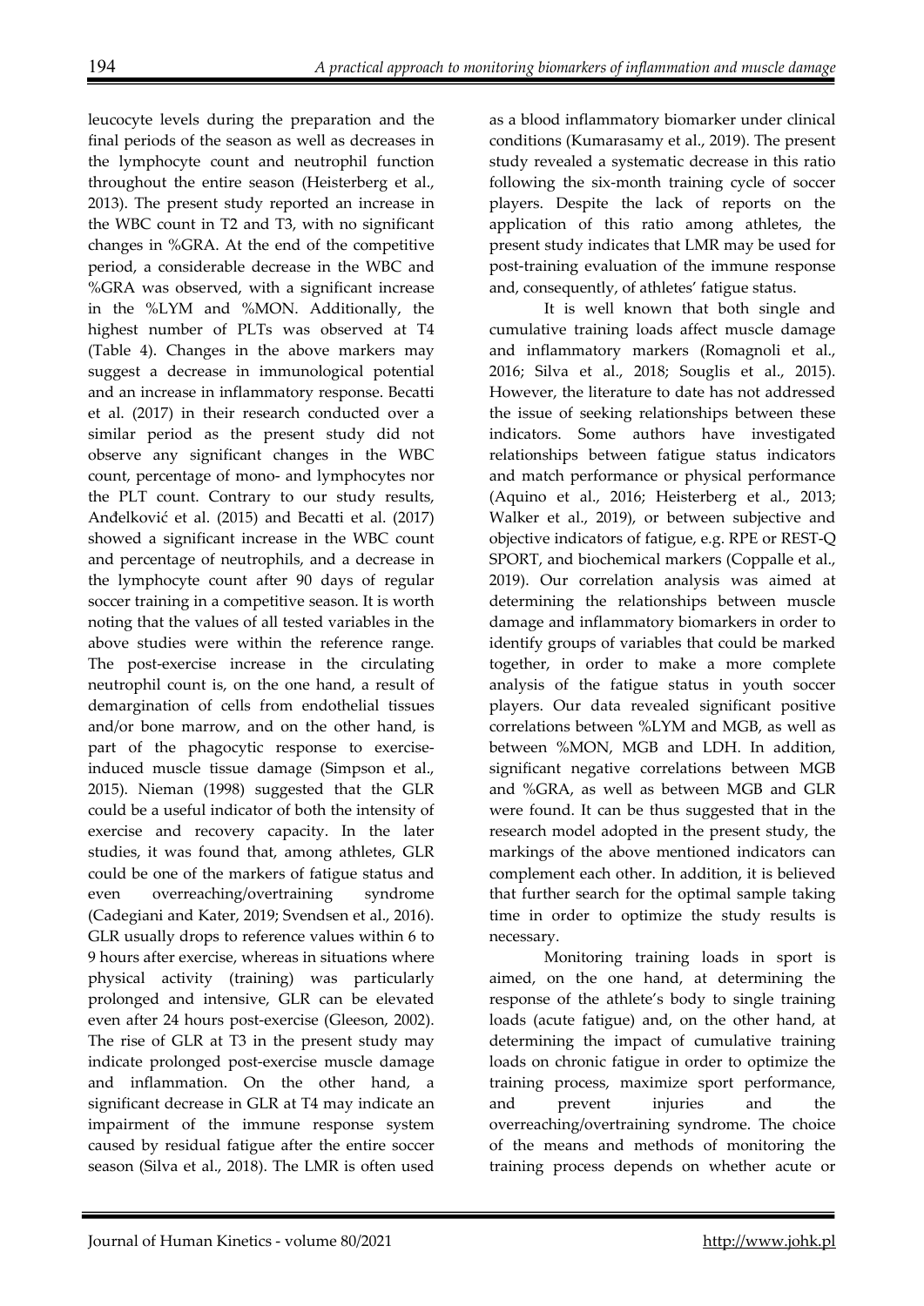leucocyte levels during the preparation and the final periods of the season as well as decreases in the lymphocyte count and neutrophil function throughout the entire season (Heisterberg et al., 2013). The present study reported an increase in the WBC count in T2 and T3, with no significant changes in %GRA. At the end of the competitive period, a considerable decrease in the WBC and %GRA was observed, with a significant increase in the %LYM and %MON. Additionally, the highest number of PLTs was observed at T4 (Table 4). Changes in the above markers may suggest a decrease in immunological potential and an increase in inflammatory response. Becatti et al. (2017) in their research conducted over a similar period as the present study did not observe any significant changes in the WBC count, percentage of mono- and lymphocytes nor the PLT count. Contrary to our study results, Anđelković et al. (2015) and Becatti et al. (2017) showed a significant increase in the WBC count and percentage of neutrophils, and a decrease in the lymphocyte count after 90 days of regular soccer training in a competitive season. It is worth noting that the values of all tested variables in the above studies were within the reference range. The post-exercise increase in the circulating neutrophil count is, on the one hand, a result of demargination of cells from endothelial tissues and/or bone marrow, and on the other hand, is part of the phagocytic response to exercise-induced muscle tissue damage (Simpson et al., 2015). Nieman (1998) suggested that the GLR could be a useful indicator of both the intensity of exercise and recovery capacity. In the later studies, it was found that, among athletes, GLR could be one of the markers of fatigue status and even overreaching/overtraining syndrome (Cadegiani and Kater, 2019; Svendsen et al., 2016). GLR usually drops to reference values within 6 to 9 hours after exercise, whereas in situations where physical activity (training) was particularly prolonged and intensive, GLR can be elevated even after 24 hours post-exercise (Gleeson, 2002). The rise of GLR at T3 in the present study may indicate prolonged post-exercise muscle damage and inflammation. On the other hand, a significant decrease in GLR at T4 may indicate an impairment of the immune response system caused by residual fatigue after the entire soccer season (Silva et al., 2018). The LMR is often used as a blood inflammatory biomarker under clinical conditions (Kumarasamy et al., 2019). The present study revealed a systematic decrease in this ratio following the six-month training cycle of soccer players. Despite the lack of reports on the application of this ratio among athletes, the present study indicates that LMR may be used for post-training evaluation of the immune response and, consequently, of athletes' fatigue status.

It is well known that both single and cumulative training loads affect muscle damage and inflammatory markers (Romagnoli et al., 2016; Silva et al., 2018; Souglis et al., 2015). However, the literature to date has not addressed the issue of seeking relationships between these indicators. Some authors have investigated relationships between fatigue status indicators and match performance or physical performance (Aquino et al., 2016; Heisterberg et al., 2013; Walker et al., 2019), or between subjective and objective indicators of fatigue, e.g. RPE or REST-Q SPORT, and biochemical markers (Coppalle et al., 2019). Our correlation analysis was aimed at determining the relationships between muscle damage and inflammatory biomarkers in order to identify groups of variables that could be marked together, in order to make a more complete analysis of the fatigue status in youth soccer players. Our data revealed significant positive correlations between %LYM and MGB, as well as between %MON, MGB and LDH. In addition, significant negative correlations between MGB and %GRA, as well as between MGB and GLR were found. It can be thus suggested that in the research model adopted in the present study, the markings of the above mentioned indicators can complement each other. In addition, it is believed that further search for the optimal sample taking time in order to optimize the study results is necessary.

Monitoring training loads in sport is aimed, on the one hand, at determining the response of the athlete's body to single training loads (acute fatigue) and, on the other hand, at determining the impact of cumulative training loads on chronic fatigue in order to optimize the training process, maximize sport performance, and prevent injuries and the overreaching/overtraining syndrome. The choice of the means and methods of monitoring the training process depends on whether acute or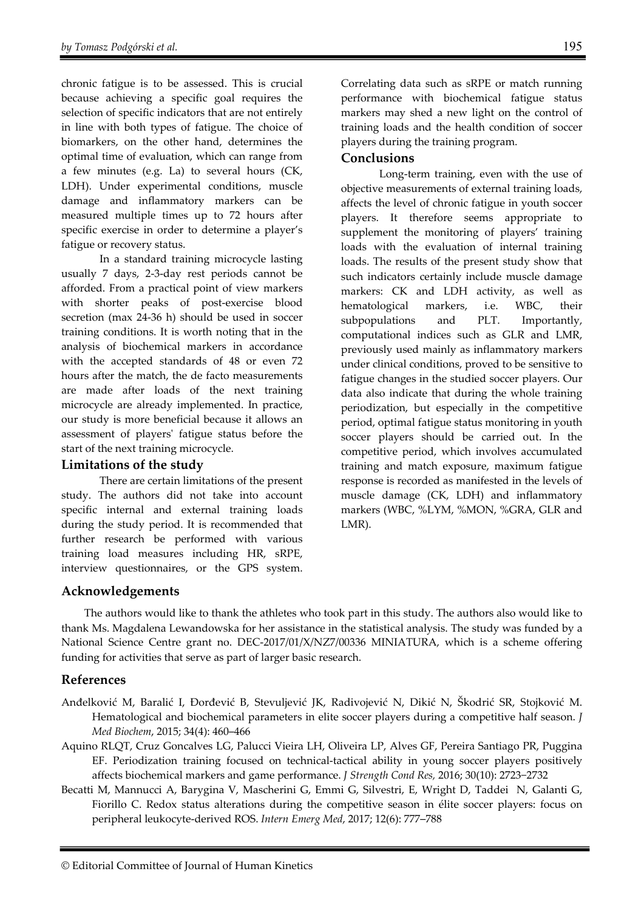chronic fatigue is to be assessed. This is crucial because achieving a specific goal requires the selection of specific indicators that are not entirely in line with both types of fatigue. The choice of biomarkers, on the other hand, determines the optimal time of evaluation, which can range from a few minutes (e.g. La) to several hours (CK, LDH). Under experimental conditions, muscle damage and inflammatory markers can be measured multiple times up to 72 hours after specific exercise in order to determine a player's fatigue or recovery status.

In a standard training microcycle lasting usually 7 days, 2-3-day rest periods cannot be afforded. From a practical point of view markers with shorter peaks of post-exercise blood secretion (max 24-36 h) should be used in soccer training conditions. It is worth noting that in the analysis of biochemical markers in accordance with the accepted standards of 48 or even 72 hours after the match, the de facto measurements are made after loads of the next training microcycle are already implemented. In practice, our study is more beneficial because it allows an assessment of players' fatigue status before the start of the next training microcycle.

## Limitations of the study

There are certain limitations of the present study. The authors did not take into account specific internal and external training loads during the study period. It is recommended that further research be performed with various training load measures including HR, sRPE, interview questionnaires, or the GPS system. Correlating data such as sRPE or match running performance with biochemical fatigue status markers may shed a new light on the control of training loads and the health condition of soccer players during the training program.

## Conclusions

Long-term training, even with the use of objective measurements of external training loads, affects the level of chronic fatigue in youth soccer players. It therefore seems appropriate to supplement the monitoring of players' training loads with the evaluation of internal training loads. The results of the present study show that such indicators certainly include muscle damage markers: CK and LDH activity, as well as hematological markers, i.e. WBC, their subpopulations and PLT. Importantly, computational indices such as GLR and LMR, previously used mainly as inflammatory markers under clinical conditions, proved to be sensitive to fatigue changes in the studied soccer players. Our data also indicate that during the whole training periodization, but especially in the competitive period, optimal fatigue status monitoring in youth soccer players should be carried out. In the competitive period, which involves accumulated training and match exposure, maximum fatigue response is recorded as manifested in the levels of muscle damage (CK, LDH) and inflammatory markers (WBC, %LYM, %MON, %GRA, GLR and LMR).

## Acknowledgements

The authors would like to thank the athletes who took part in this study. The authors also would like to thank Ms. Magdalena Lewandowska for her assistance in the statistical analysis. The study was funded by a National Science Centre grant no. DEC-2017/01/X/NZ7/00336 MINIATURA, which is a scheme offering funding for activities that serve as part of larger basic research.

## References

Anđelković M, Baralić I, Đorđević B, Stevuljević JK, Radivojević N, Dikić N, Škodrić SR, Stojković M. Hematological and biochemical parameters in elite soccer players during a competitive half season. *J Med Biochem*, 2015; 34(4): 460–466

Aquino RLQT, Cruz Goncalves LG, Palucci Vieira LH, Oliveira LP, Alves GF, Pereira Santiago PR, Puggina EF. Periodization training focused on technical-tactical ability in young soccer players positively affects biochemical markers and game performance. *J Strength Cond Res,* 2016; 30(10): 2723–2732

Becatti M, Mannucci A, Barygina V, Mascherini G, Emmi G, Silvestri, E, Wright D, Taddei N, Galanti G, Fiorillo C. Redox status alterations during the competitive season in élite soccer players: focus on peripheral leukocyte-derived ROS. *Intern Emerg Med*, 2017; 12(6): 777–788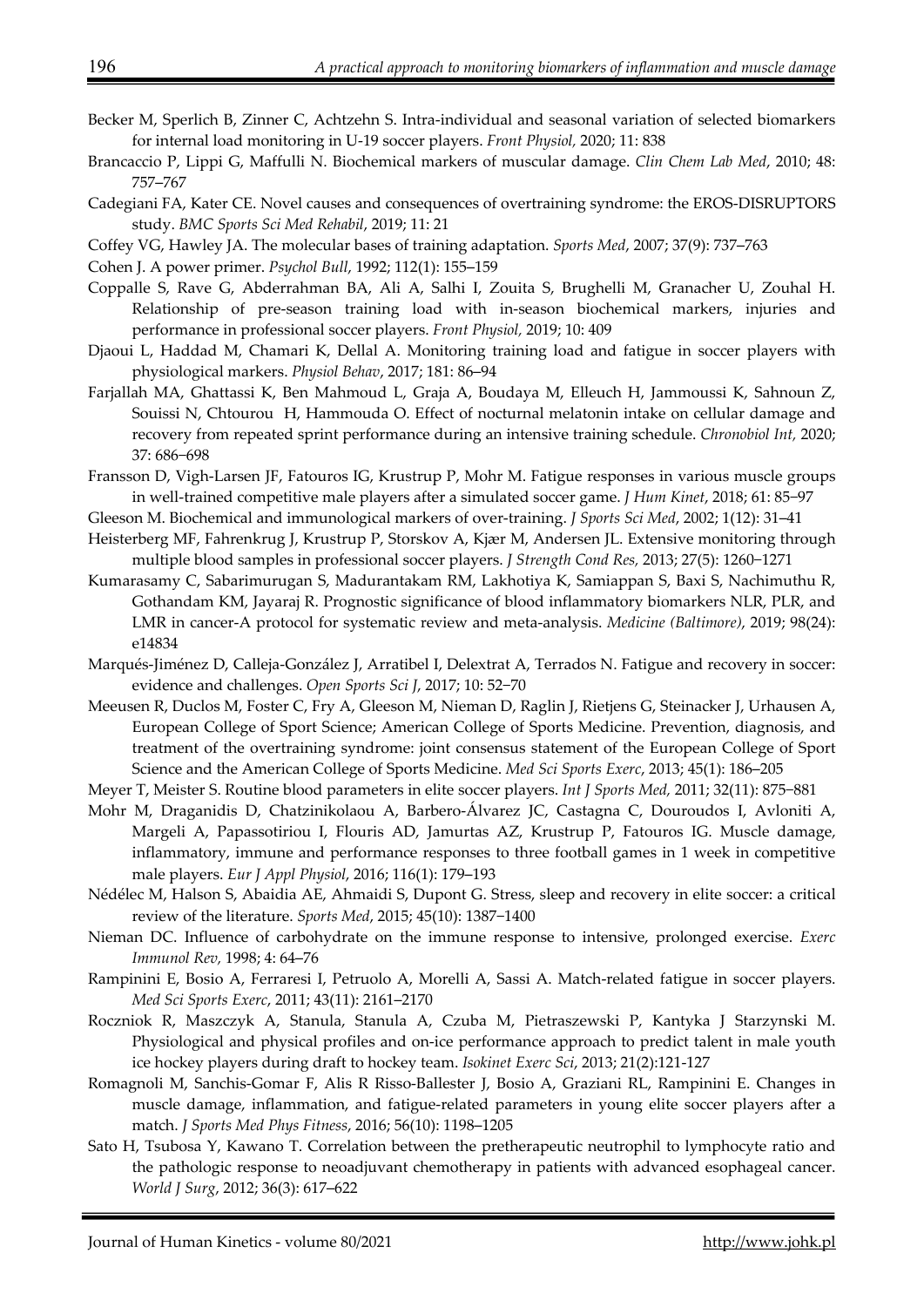Becker M, Sperlich B, Zinner C, Achtzehn S. Intra-individual and seasonal variation of selected biomarkers for internal load monitoring in U-19 soccer players. *Front Physiol,* 2020; 11: 838

Brancaccio P, Lippi G, Maffulli N. Biochemical markers of muscular damage. *Clin Chem Lab Med*, 2010; 48: 757–767

Cadegiani FA, Kater CE. Novel causes and consequences of overtraining syndrome: the EROS-DISRUPTORS study. *BMC Sports Sci Med Rehabil*, 2019; 11: 21

Coffey VG, Hawley JA. The molecular bases of training adaptation. *Sports Med*, 2007; 37(9): 737–763

Cohen J. A power primer. *Psychol Bull*, 1992; 112(1): 155–159

Coppalle S, Rave G, Abderrahman BA, Ali A, Salhi I, Zouita S, Brughelli M, Granacher U, Zouhal H. Relationship of pre-season training load with in-season biochemical markers, injuries and performance in professional soccer players. *Front Physiol,* 2019; 10: 409

Djaoui L, Haddad M, Chamari K, Dellal A. Monitoring training load and fatigue in soccer players with physiological markers. *Physiol Behav*, 2017; 181: 86–94

Farjallah MA, Ghattassi K, Ben Mahmoud L, Graja A, Boudaya M, Elleuch H, Jammoussi K, Sahnoun Z, Souissi N, Chtourou H, Hammouda O. Effect of nocturnal melatonin intake on cellular damage and recovery from repeated sprint performance during an intensive training schedule. *Chronobiol Int,* 2020; 37: 686−698

Fransson D, Vigh-Larsen JF, Fatouros IG, Krustrup P, Mohr M. Fatigue responses in various muscle groups in well-trained competitive male players after a simulated soccer game. *J Hum Kinet*, 2018; 61: 85−97

Gleeson M. Biochemical and immunological markers of over-training. *J Sports Sci Med*, 2002; 1(12): 31–41

Heisterberg MF, Fahrenkrug J, Krustrup P, Storskov A, Kjær M, Andersen JL. Extensive monitoring through multiple blood samples in professional soccer players. *J Strength Cond Res,* 2013; 27(5): 1260−1271

Kumarasamy C, Sabarimurugan S, Madurantakam RM, Lakhotiya K, Samiappan S, Baxi S, Nachimuthu R, Gothandam KM, Jayaraj R. Prognostic significance of blood inflammatory biomarkers NLR, PLR, and LMR in cancer-A protocol for systematic review and meta-analysis. *Medicine (Baltimore)*, 2019; 98(24): e14834

Marqués-Jiménez D, Calleja-González J, Arratibel I, Delextrat A, Terrados N. Fatigue and recovery in soccer: evidence and challenges. *Open Sports Sci J*, 2017; 10: 52−70

Meeusen R, Duclos M, Foster C, Fry A, Gleeson M, Nieman D, Raglin J, Rietjens G, Steinacker J, Urhausen A, European College of Sport Science; American College of Sports Medicine. Prevention, diagnosis, and treatment of the overtraining syndrome: joint consensus statement of the European College of Sport Science and the American College of Sports Medicine. *Med Sci Sports Exerc*, 2013; 45(1): 186–205

Meyer T, Meister S. Routine blood parameters in elite soccer players. *Int J Sports Med,* 2011; 32(11): 875−881

Mohr M, Draganidis D, Chatzinikolaou A, Barbero-Álvarez JC, Castagna C, Douroudos I, Avloniti A, Margeli A, Papassotiriou I, Flouris AD, Jamurtas AZ, Krustrup P, Fatouros IG. Muscle damage, inflammatory, immune and performance responses to three football games in 1 week in competitive male players. *Eur J Appl Physiol*, 2016; 116(1): 179–193

Nédélec M, Halson S, Abaidia AE, Ahmaidi S, Dupont G. Stress, sleep and recovery in elite soccer: a critical review of the literature. *Sports Med*, 2015; 45(10): 1387−1400

Nieman DC. Influence of carbohydrate on the immune response to intensive, prolonged exercise. *Exerc Immunol Rev,* 1998; 4: 64–76

Rampinini E, Bosio A, Ferraresi I, Petruolo A, Morelli A, Sassi A. Match-related fatigue in soccer players. *Med Sci Sports Exerc*, 2011; 43(11): 2161–2170

Roczniok R, Maszczyk A, Stanula, Stanula A, Czuba M, Pietraszewski P, Kantyka J Starzynski M. Physiological and physical profiles and on-ice performance approach to predict talent in male youth ice hockey players during draft to hockey team. *Isokinet Exerc Sci*, 2013; 21(2):121-127

Romagnoli M, Sanchis-Gomar F, Alis R Risso-Ballester J, Bosio A, Graziani RL, Rampinini E. Changes in muscle damage, inflammation, and fatigue-related parameters in young elite soccer players after a match. *J Sports Med Phys Fitness*, 2016; 56(10): 1198–1205

Sato H, Tsubosa Y, Kawano T. Correlation between the pretherapeutic neutrophil to lymphocyte ratio and the pathologic response to neoadjuvant chemotherapy in patients with advanced esophageal cancer. *World J Surg*, 2012; 36(3): 617–622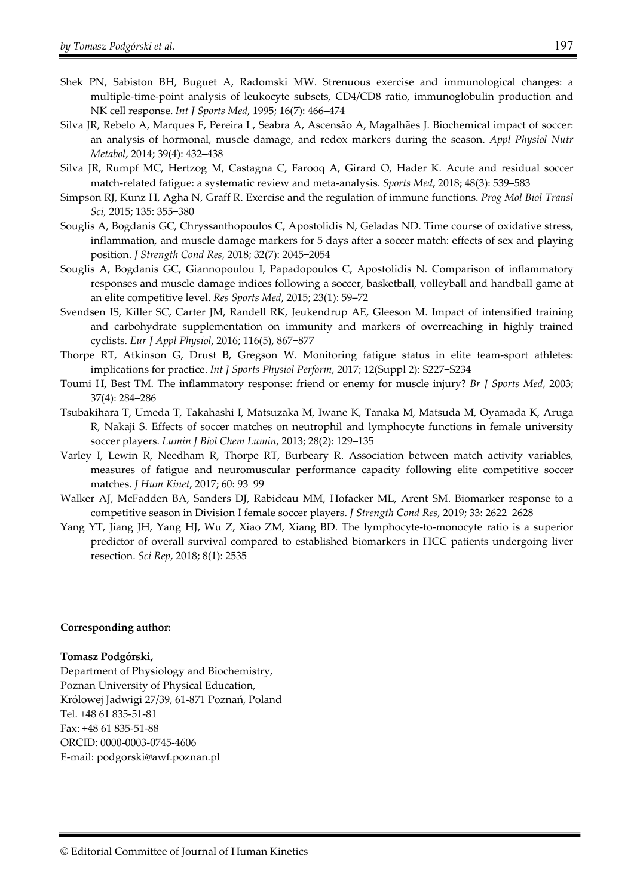Shek PN, Sabiston BH, Buguet A, Radomski MW. Strenuous exercise and immunological changes: a multiple-time-point analysis of leukocyte subsets, CD4/CD8 ratio, immunoglobulin production and NK cell response. *Int J Sports Med*, 1995; 16(7): 466–474

Silva JR, Rebelo A, Marques F, Pereira L, Seabra A, Ascensão A, Magalhães J. Biochemical impact of soccer: an analysis of hormonal, muscle damage, and redox markers during the season. *Appl Physiol Nutr Metabol*, 2014; 39(4): 432–438

Silva JR, Rumpf MC, Hertzog M, Castagna C, Farooq A, Girard O, Hader K. Acute and residual soccer match-related fatigue: a systematic review and meta-analysis. *Sports Med*, 2018; 48(3): 539–583

Simpson RJ, Kunz H, Agha N, Graff R. Exercise and the regulation of immune functions. *Prog Mol Biol Transl Sci*, 2015; 135: 355–380

Souglis A, Bogdanis GC, Chryssanthopoulos C, Apostolidis N, Geladas ND. Time course of oxidative stress, inflammation, and muscle damage markers for 5 days after a soccer match: effects of sex and playing position. *J Strength Cond Res*, 2018; 32(7): 2045–2054

Souglis A, Bogdanis GC, Giannopoulou I, Papadopoulos C, Apostolidis N. Comparison of inflammatory responses and muscle damage indices following a soccer, basketball, volleyball and handball game at an elite competitive level. *Res Sports Med*, 2015; 23(1): 59–72

Svendsen IS, Killer SC, Carter JM, Randell RK, Jeukendrup AE, Gleeson M. Impact of intensified training and carbohydrate supplementation on immunity and markers of overreaching in highly trained cyclists. *Eur J Appl Physiol*, 2016; 116(5), 867–877

Thorpe RT, Atkinson G, Drust B, Gregson W. Monitoring fatigue status in elite team-sport athletes: implications for practice. *Int J Sports Physiol Perform*, 2017; 12(Suppl 2): S227–S234

Toumi H, Best TM. The inflammatory response: friend or enemy for muscle injury? *Br J Sports Med*, 2003; 37(4): 284–286

Tsubakihara T, Umeda T, Takahashi I, Matsuzaka M, Iwane K, Tanaka M, Matsuda M, Oyamada K, Aruga R, Nakaji S. Effects of soccer matches on neutrophil and lymphocyte functions in female university soccer players. *Lumin J Biol Chem Lumin*, 2013; 28(2): 129–135

Varley I, Lewin R, Needham R, Thorpe RT, Burbeary R. Association between match activity variables, measures of fatigue and neuromuscular performance capacity following elite competitive soccer matches. *J Hum Kinet*, 2017; 60: 93–99

Walker AJ, McFadden BA, Sanders DJ, Rabideau MM, Hofacker ML, Arent SM. Biomarker response to a competitive season in Division I female soccer players. *J Strength Cond Res*, 2019; 33: 2622–2628

Yang YT, Jiang JH, Yang HJ, Wu Z, Xiao ZM, Xiang BD. The lymphocyte-to-monocyte ratio is a superior predictor of overall survival compared to established biomarkers in HCC patients undergoing liver resection. *Sci Rep*, 2018; 8(1): 2535

**Corresponding author:**

**Tomasz Podgórski,**
Department of Physiology and Biochemistry,
Poznan University of Physical Education,
Królowej Jadwigi 27/39, 61-871 Poznań, Poland
Tel. +48 61 835-51-81
Fax: +48 61 835-51-88
ORCID: 0000-0003-0745-4606
E-mail: podgorski@awf.poznan.pl

© Editorial Committee of Journal of Human Kinetics